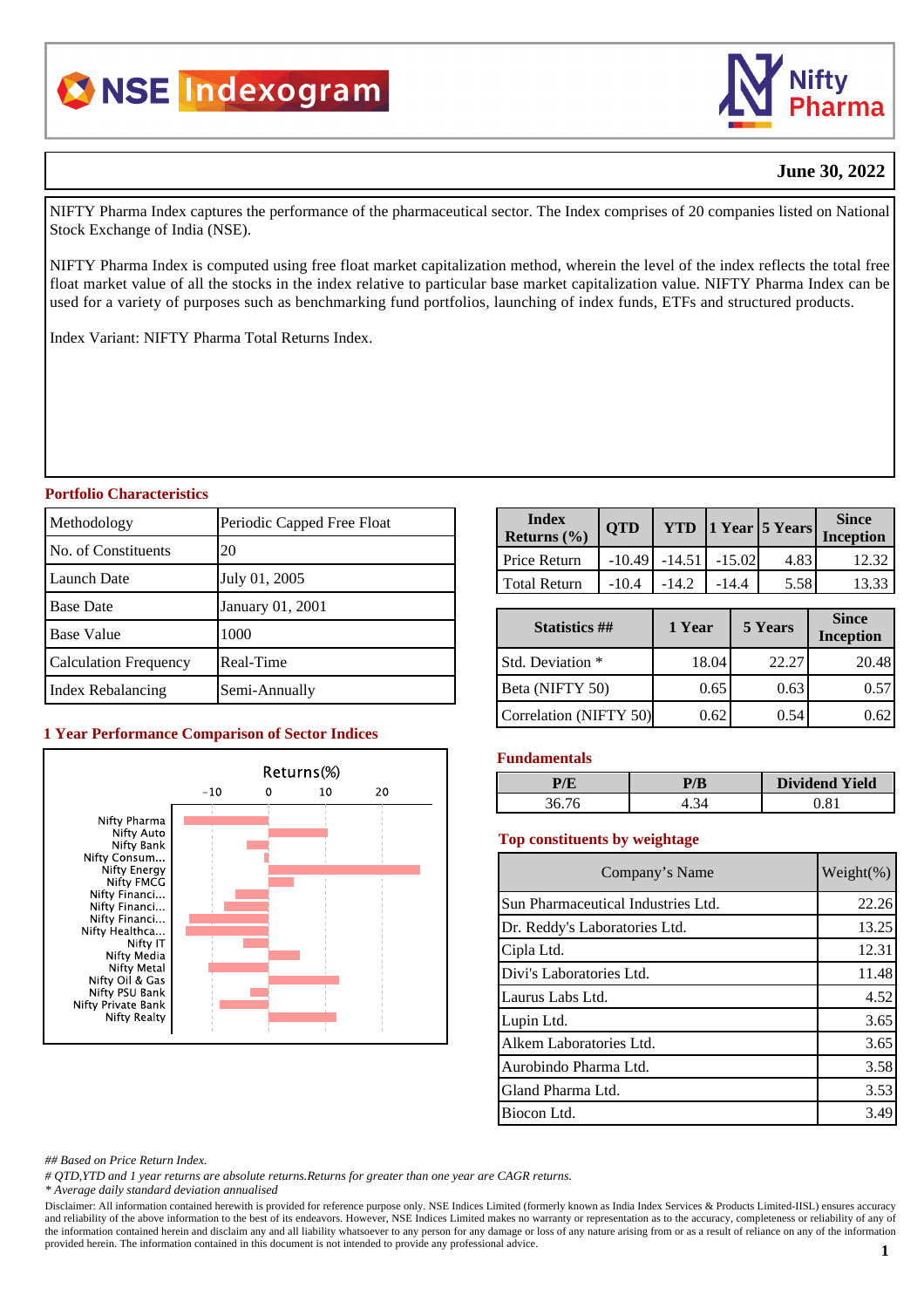# NSE Indexogram — Nifty Pharma

**June 30, 2022**

NIFTY Pharma Index captures the performance of the pharmaceutical sector. The Index comprises of 20 companies listed on National Stock Exchange of India (NSE).

NIFTY Pharma Index is computed using free float market capitalization method, wherein the level of the index reflects the total free float market value of all the stocks in the index relative to particular base market capitalization value. NIFTY Pharma Index can be used for a variety of purposes such as benchmarking fund portfolios, launching of index funds, ETFs and structured products.

Index Variant: NIFTY Pharma Total Returns Index.

## Portfolio Characteristics

| | |
|---|---|
| Methodology | Periodic Capped Free Float |
| No. of Constituents | 20 |
| Launch Date | July 01, 2005 |
| Base Date | January 01, 2001 |
| Base Value | 1000 |
| Calculation Frequency | Real-Time |
| Index Rebalancing | Semi-Annually |

## 1 Year Performance Comparison of Sector Indices

Returns(%)

-10 0 10 20

Nifty Pharma
Nifty Auto
Nifty Bank
Nifty Consum...
Nifty Energy
Nifty FMCG
Nifty Financi...
Nifty Financi...
Nifty Financi...
Nifty Healthca...
Nifty IT
Nifty Media
Nifty Metal
Nifty Oil & Gas
Nifty PSU Bank
Nifty Private Bank
Nifty Realty

| Index Returns (%) | QTD | YTD | 1 Year | 5 Years | Since Inception |
|---|---|---|---|---|---|
| Price Return | -10.49 | -14.51 | -15.02 | 4.83 | 12.32 |
| Total Return | -10.4 | -14.2 | -14.4 | 5.58 | 13.33 |

| Statistics ## | 1 Year | 5 Years | Since Inception |
|---|---|---|---|
| Std. Deviation * | 18.04 | 22.27 | 20.48 |
| Beta (NIFTY 50) | 0.65 | 0.63 | 0.57 |
| Correlation (NIFTY 50) | 0.62 | 0.54 | 0.62 |

## Fundamentals

| P/E | P/B | Dividend Yield |
|---|---|---|
| 36.76 | 4.34 | 0.81 |

## Top constituents by weightage

| Company's Name | Weight(%) |
|---|---|
| Sun Pharmaceutical Industries Ltd. | 22.26 |
| Dr. Reddy's Laboratories Ltd. | 13.25 |
| Cipla Ltd. | 12.31 |
| Divi's Laboratories Ltd. | 11.48 |
| Laurus Labs Ltd. | 4.52 |
| Lupin Ltd. | 3.65 |
| Alkem Laboratories Ltd. | 3.65 |
| Aurobindo Pharma Ltd. | 3.58 |
| Gland Pharma Ltd. | 3.53 |
| Biocon Ltd. | 3.49 |

*## Based on Price Return Index.*

*# QTD,YTD and 1 year returns are absolute returns.Returns for greater than one year are CAGR returns.*

*\* Average daily standard deviation annualised*

Disclaimer: All information contained herewith is provided for reference purpose only. NSE Indices Limited (formerly known as India Index Services & Products Limited-IISL) ensures accuracy and reliability of the above information to the best of its endeavors. However, NSE Indices Limited makes no warranty or representation as to the accuracy, completeness or reliability of any of the information contained herein and disclaim any and all liability whatsoever to any person for any damage or loss of any nature arising from or as a result of reliance on any of the information provided herein. The information contained in this document is not intended to provide any professional advice.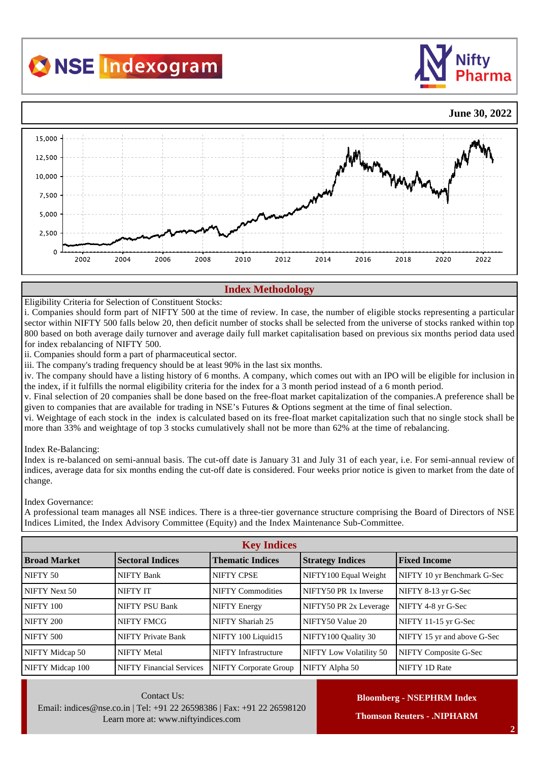NSE Indexogram

Nifty Pharma

**June 30, 2022**

15,000
12,500
10,000
7,500
5,000
2,500
0
2002
2004
2006
2008
2010
2012
2014
2016
2018
2020
2022

## Index Methodology

Eligibility Criteria for Selection of Constituent Stocks:

i. Companies should form part of NIFTY 500 at the time of review. In case, the number of eligible stocks representing a particular sector within NIFTY 500 falls below 20, then deficit number of stocks shall be selected from the universe of stocks ranked within top 800 based on both average daily turnover and average daily full market capitalisation based on previous six months period data used for index rebalancing of NIFTY 500.

ii. Companies should form a part of pharmaceutical sector.

iii. The company's trading frequency should be at least 90% in the last six months.

iv. The company should have a listing history of 6 months. A company, which comes out with an IPO will be eligible for inclusion in the index, if it fulfills the normal eligibility criteria for the index for a 3 month period instead of a 6 month period.

v. Final selection of 20 companies shall be done based on the free-float market capitalization of the companies.A preference shall be given to companies that are available for trading in NSE's Futures & Options segment at the time of final selection.

vi. Weightage of each stock in the index is calculated based on its free-float market capitalization such that no single stock shall be more than 33% and weightage of top 3 stocks cumulatively shall not be more than 62% at the time of rebalancing.

Index Re-Balancing:

Index is re-balanced on semi-annual basis. The cut-off date is January 31 and July 31 of each year, i.e. For semi-annual review of indices, average data for six months ending the cut-off date is considered. Four weeks prior notice is given to market from the date of change.

Index Governance:

A professional team manages all NSE indices. There is a three-tier governance structure comprising the Board of Directors of NSE Indices Limited, the Index Advisory Committee (Equity) and the Index Maintenance Sub-Committee.

## Key Indices

| Broad Market | Sectoral Indices | Thematic Indices | Strategy Indices | Fixed Income |
|---|---|---|---|---|
| NIFTY 50 | NIFTY Bank | NIFTY CPSE | NIFTY100 Equal Weight | NIFTY 10 yr Benchmark G-Sec |
| NIFTY Next 50 | NIFTY IT | NIFTY Commodities | NIFTY50 PR 1x Inverse | NIFTY 8-13 yr G-Sec |
| NIFTY 100 | NIFTY PSU Bank | NIFTY Energy | NIFTY50 PR 2x Leverage | NIFTY 4-8 yr G-Sec |
| NIFTY 200 | NIFTY FMCG | NIFTY Shariah 25 | NIFTY50 Value 20 | NIFTY 11-15 yr G-Sec |
| NIFTY 500 | NIFTY Private Bank | NIFTY 100 Liquid15 | NIFTY100 Quality 30 | NIFTY 15 yr and above G-Sec |
| NIFTY Midcap 50 | NIFTY Metal | NIFTY Infrastructure | NIFTY Low Volatility 50 | NIFTY Composite G-Sec |
| NIFTY Midcap 100 | NIFTY Financial Services | NIFTY Corporate Group | NIFTY Alpha 50 | NIFTY 1D Rate |

Contact Us:
Email: indices@nse.co.in | Tel: +91 22 26598386 | Fax: +91 22 26598120
Learn more at: www.niftyindices.com

**Bloomberg - NSEPHRM Index**

**Thomson Reuters - .NIPHARM**